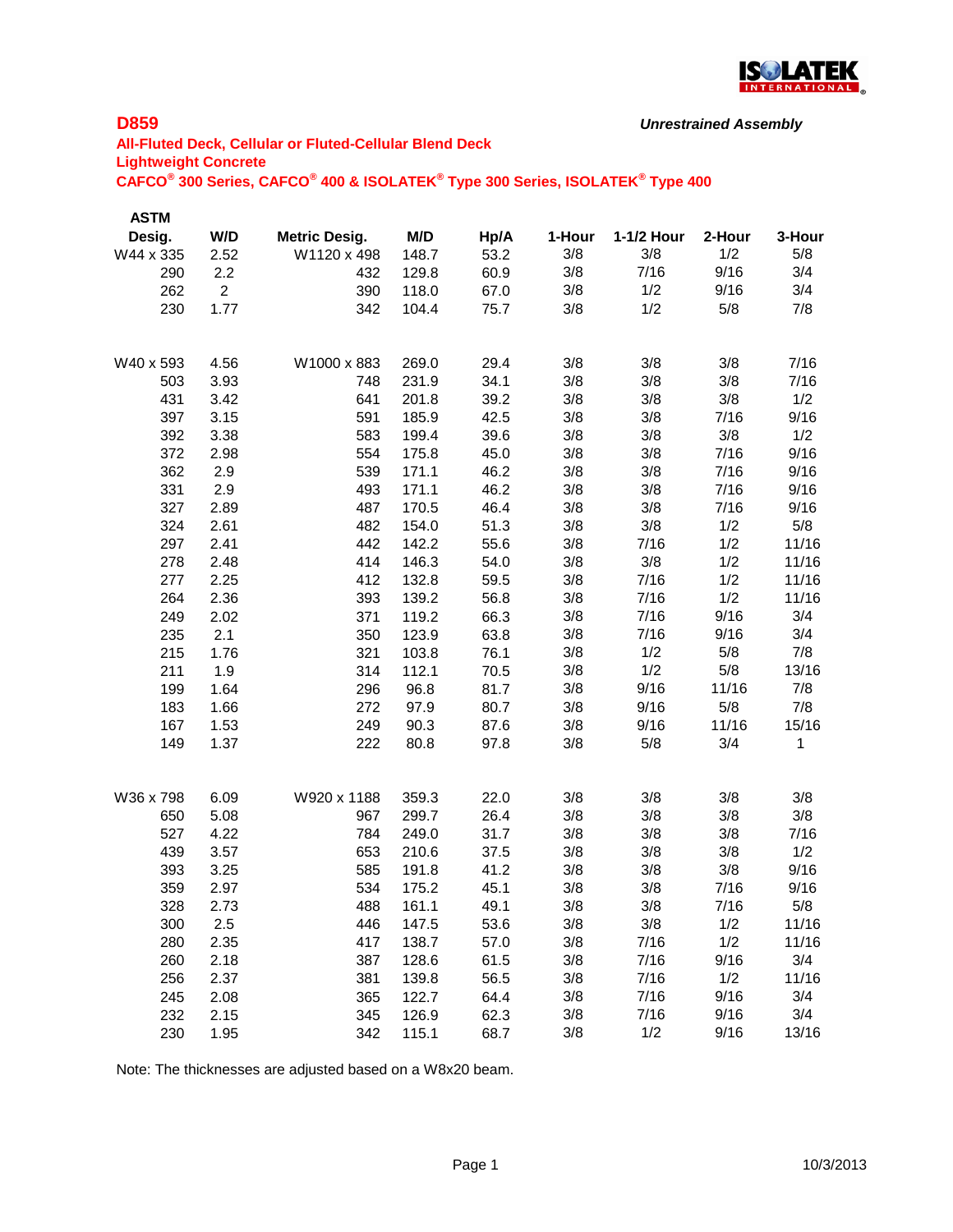# D859

*Unrestrained Assembly*

**All-Fluted Deck, Cellular or Fluted-Cellular Blend Deck**

**Lightweight Concrete**

**CAFCO® 300 Series, CAFCO® 400 & ISOLATEK® Type 300 Series, ISOLATEK® Type 400**

| ASTM Desig. | W/D | Metric Desig. | M/D | Hp/A | 1-Hour | 1-1/2 Hour | 2-Hour | 3-Hour |
|---|---|---|---|---|---|---|---|---|
| W44 x 335 | 2.52 | W1120 x 498 | 148.7 | 53.2 | 3/8 | 3/8 | 1/2 | 5/8 |
| 290 | 2.2 | 432 | 129.8 | 60.9 | 3/8 | 7/16 | 9/16 | 3/4 |
| 262 | 2 | 390 | 118.0 | 67.0 | 3/8 | 1/2 | 9/16 | 3/4 |
| 230 | 1.77 | 342 | 104.4 | 75.7 | 3/8 | 1/2 | 5/8 | 7/8 |
| | | | | | | | | |
| W40 x 593 | 4.56 | W1000 x 883 | 269.0 | 29.4 | 3/8 | 3/8 | 3/8 | 7/16 |
| 503 | 3.93 | 748 | 231.9 | 34.1 | 3/8 | 3/8 | 3/8 | 7/16 |
| 431 | 3.42 | 641 | 201.8 | 39.2 | 3/8 | 3/8 | 3/8 | 1/2 |
| 397 | 3.15 | 591 | 185.9 | 42.5 | 3/8 | 3/8 | 7/16 | 9/16 |
| 392 | 3.38 | 583 | 199.4 | 39.6 | 3/8 | 3/8 | 3/8 | 1/2 |
| 372 | 2.98 | 554 | 175.8 | 45.0 | 3/8 | 3/8 | 7/16 | 9/16 |
| 362 | 2.9 | 539 | 171.1 | 46.2 | 3/8 | 3/8 | 7/16 | 9/16 |
| 331 | 2.9 | 493 | 171.1 | 46.2 | 3/8 | 3/8 | 7/16 | 9/16 |
| 327 | 2.89 | 487 | 170.5 | 46.4 | 3/8 | 3/8 | 7/16 | 9/16 |
| 324 | 2.61 | 482 | 154.0 | 51.3 | 3/8 | 3/8 | 1/2 | 5/8 |
| 297 | 2.41 | 442 | 142.2 | 55.6 | 3/8 | 7/16 | 1/2 | 11/16 |
| 278 | 2.48 | 414 | 146.3 | 54.0 | 3/8 | 3/8 | 1/2 | 11/16 |
| 277 | 2.25 | 412 | 132.8 | 59.5 | 3/8 | 7/16 | 1/2 | 11/16 |
| 264 | 2.36 | 393 | 139.2 | 56.8 | 3/8 | 7/16 | 1/2 | 11/16 |
| 249 | 2.02 | 371 | 119.2 | 66.3 | 3/8 | 7/16 | 9/16 | 3/4 |
| 235 | 2.1 | 350 | 123.9 | 63.8 | 3/8 | 7/16 | 9/16 | 3/4 |
| 215 | 1.76 | 321 | 103.8 | 76.1 | 3/8 | 1/2 | 5/8 | 7/8 |
| 211 | 1.9 | 314 | 112.1 | 70.5 | 3/8 | 1/2 | 5/8 | 13/16 |
| 199 | 1.64 | 296 | 96.8 | 81.7 | 3/8 | 9/16 | 11/16 | 7/8 |
| 183 | 1.66 | 272 | 97.9 | 80.7 | 3/8 | 9/16 | 5/8 | 7/8 |
| 167 | 1.53 | 249 | 90.3 | 87.6 | 3/8 | 9/16 | 11/16 | 15/16 |
| 149 | 1.37 | 222 | 80.8 | 97.8 | 3/8 | 5/8 | 3/4 | 1 |
| | | | | | | | | |
| W36 x 798 | 6.09 | W920 x 1188 | 359.3 | 22.0 | 3/8 | 3/8 | 3/8 | 3/8 |
| 650 | 5.08 | 967 | 299.7 | 26.4 | 3/8 | 3/8 | 3/8 | 3/8 |
| 527 | 4.22 | 784 | 249.0 | 31.7 | 3/8 | 3/8 | 3/8 | 7/16 |
| 439 | 3.57 | 653 | 210.6 | 37.5 | 3/8 | 3/8 | 3/8 | 1/2 |
| 393 | 3.25 | 585 | 191.8 | 41.2 | 3/8 | 3/8 | 3/8 | 9/16 |
| 359 | 2.97 | 534 | 175.2 | 45.1 | 3/8 | 3/8 | 7/16 | 9/16 |
| 328 | 2.73 | 488 | 161.1 | 49.1 | 3/8 | 3/8 | 7/16 | 5/8 |
| 300 | 2.5 | 446 | 147.5 | 53.6 | 3/8 | 3/8 | 1/2 | 11/16 |
| 280 | 2.35 | 417 | 138.7 | 57.0 | 3/8 | 7/16 | 1/2 | 11/16 |
| 260 | 2.18 | 387 | 128.6 | 61.5 | 3/8 | 7/16 | 9/16 | 3/4 |
| 256 | 2.37 | 381 | 139.8 | 56.5 | 3/8 | 7/16 | 1/2 | 11/16 |
| 245 | 2.08 | 365 | 122.7 | 64.4 | 3/8 | 7/16 | 9/16 | 3/4 |
| 232 | 2.15 | 345 | 126.9 | 62.3 | 3/8 | 7/16 | 9/16 | 3/4 |
| 230 | 1.95 | 342 | 115.1 | 68.7 | 3/8 | 1/2 | 9/16 | 13/16 |

Note: The thicknesses are adjusted based on a W8x20 beam.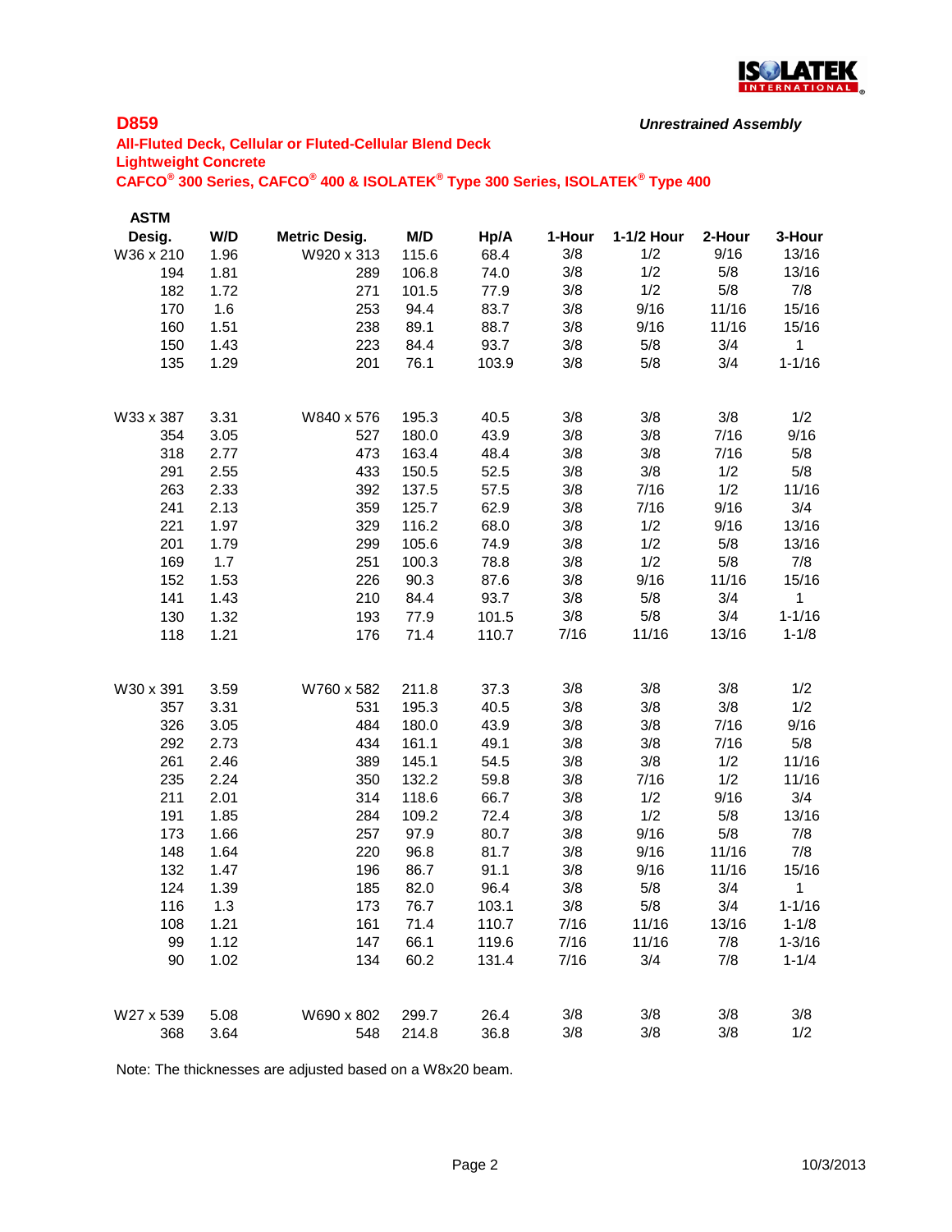## D859

*Unrestrained Assembly*

**All-Fluted Deck, Cellular or Fluted-Cellular Blend Deck**
**Lightweight Concrete**
**CAFCO® 300 Series, CAFCO® 400 & ISOLATEK® Type 300 Series, ISOLATEK® Type 400**

| ASTM Desig. | W/D | Metric Desig. | M/D | Hp/A | 1-Hour | 1-1/2 Hour | 2-Hour | 3-Hour |
|---|---|---|---|---|---|---|---|---|
| W36 x 210 | 1.96 | W920 x 313 | 115.6 | 68.4 | 3/8 | 1/2 | 9/16 | 13/16 |
| 194 | 1.81 | 289 | 106.8 | 74.0 | 3/8 | 1/2 | 5/8 | 13/16 |
| 182 | 1.72 | 271 | 101.5 | 77.9 | 3/8 | 1/2 | 5/8 | 7/8 |
| 170 | 1.6 | 253 | 94.4 | 83.7 | 3/8 | 9/16 | 11/16 | 15/16 |
| 160 | 1.51 | 238 | 89.1 | 88.7 | 3/8 | 9/16 | 11/16 | 15/16 |
| 150 | 1.43 | 223 | 84.4 | 93.7 | 3/8 | 5/8 | 3/4 | 1 |
| 135 | 1.29 | 201 | 76.1 | 103.9 | 3/8 | 5/8 | 3/4 | 1-1/16 |
| | | | | | | | | |
| W33 x 387 | 3.31 | W840 x 576 | 195.3 | 40.5 | 3/8 | 3/8 | 3/8 | 1/2 |
| 354 | 3.05 | 527 | 180.0 | 43.9 | 3/8 | 3/8 | 7/16 | 9/16 |
| 318 | 2.77 | 473 | 163.4 | 48.4 | 3/8 | 3/8 | 7/16 | 5/8 |
| 291 | 2.55 | 433 | 150.5 | 52.5 | 3/8 | 3/8 | 1/2 | 5/8 |
| 263 | 2.33 | 392 | 137.5 | 57.5 | 3/8 | 7/16 | 1/2 | 11/16 |
| 241 | 2.13 | 359 | 125.7 | 62.9 | 3/8 | 7/16 | 9/16 | 3/4 |
| 221 | 1.97 | 329 | 116.2 | 68.0 | 3/8 | 1/2 | 9/16 | 13/16 |
| 201 | 1.79 | 299 | 105.6 | 74.9 | 3/8 | 1/2 | 5/8 | 13/16 |
| 169 | 1.7 | 251 | 100.3 | 78.8 | 3/8 | 1/2 | 5/8 | 7/8 |
| 152 | 1.53 | 226 | 90.3 | 87.6 | 3/8 | 9/16 | 11/16 | 15/16 |
| 141 | 1.43 | 210 | 84.4 | 93.7 | 3/8 | 5/8 | 3/4 | 1 |
| 130 | 1.32 | 193 | 77.9 | 101.5 | 3/8 | 5/8 | 3/4 | 1-1/16 |
| 118 | 1.21 | 176 | 71.4 | 110.7 | 7/16 | 11/16 | 13/16 | 1-1/8 |
| | | | | | | | | |
| W30 x 391 | 3.59 | W760 x 582 | 211.8 | 37.3 | 3/8 | 3/8 | 3/8 | 1/2 |
| 357 | 3.31 | 531 | 195.3 | 40.5 | 3/8 | 3/8 | 3/8 | 1/2 |
| 326 | 3.05 | 484 | 180.0 | 43.9 | 3/8 | 3/8 | 7/16 | 9/16 |
| 292 | 2.73 | 434 | 161.1 | 49.1 | 3/8 | 3/8 | 7/16 | 5/8 |
| 261 | 2.46 | 389 | 145.1 | 54.5 | 3/8 | 3/8 | 1/2 | 11/16 |
| 235 | 2.24 | 350 | 132.2 | 59.8 | 3/8 | 7/16 | 1/2 | 11/16 |
| 211 | 2.01 | 314 | 118.6 | 66.7 | 3/8 | 1/2 | 9/16 | 3/4 |
| 191 | 1.85 | 284 | 109.2 | 72.4 | 3/8 | 1/2 | 5/8 | 13/16 |
| 173 | 1.66 | 257 | 97.9 | 80.7 | 3/8 | 9/16 | 5/8 | 7/8 |
| 148 | 1.64 | 220 | 96.8 | 81.7 | 3/8 | 9/16 | 11/16 | 7/8 |
| 132 | 1.47 | 196 | 86.7 | 91.1 | 3/8 | 9/16 | 11/16 | 15/16 |
| 124 | 1.39 | 185 | 82.0 | 96.4 | 3/8 | 5/8 | 3/4 | 1 |
| 116 | 1.3 | 173 | 76.7 | 103.1 | 3/8 | 5/8 | 3/4 | 1-1/16 |
| 108 | 1.21 | 161 | 71.4 | 110.7 | 7/16 | 11/16 | 13/16 | 1-1/8 |
| 99 | 1.12 | 147 | 66.1 | 119.6 | 7/16 | 11/16 | 7/8 | 1-3/16 |
| 90 | 1.02 | 134 | 60.2 | 131.4 | 7/16 | 3/4 | 7/8 | 1-1/4 |
| | | | | | | | | |
| W27 x 539 | 5.08 | W690 x 802 | 299.7 | 26.4 | 3/8 | 3/8 | 3/8 | 3/8 |
| 368 | 3.64 | 548 | 214.8 | 36.8 | 3/8 | 3/8 | 3/8 | 1/2 |

Note: The thicknesses are adjusted based on a W8x20 beam.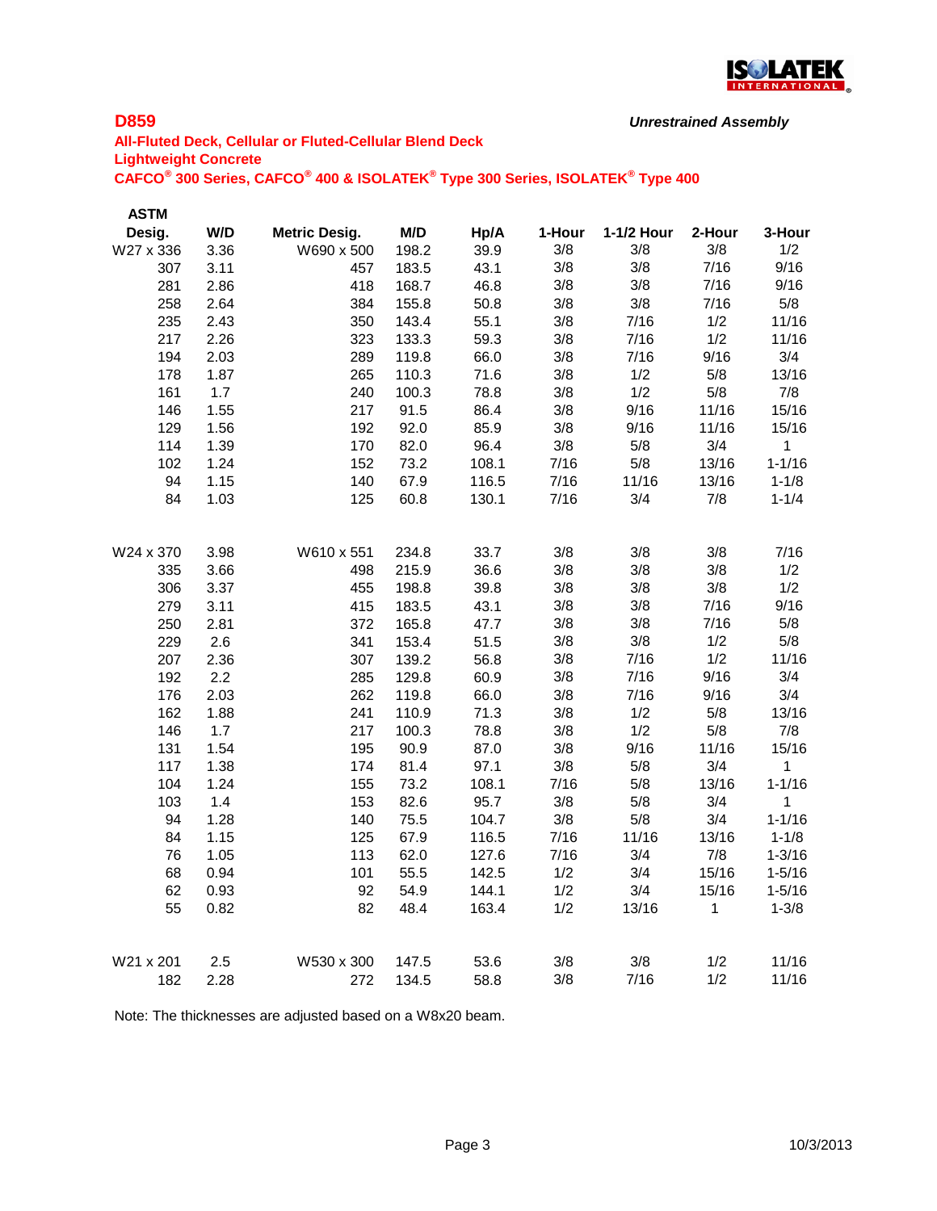## D859

***Unrestrained Assembly***

**All-Fluted Deck, Cellular or Fluted-Cellular Blend Deck**
**Lightweight Concrete**
**CAFCO® 300 Series, CAFCO® 400 & ISOLATEK® Type 300 Series, ISOLATEK® Type 400**

| ASTM Desig. | W/D | Metric Desig. | M/D | Hp/A | 1-Hour | 1-1/2 Hour | 2-Hour | 3-Hour |
|---|---|---|---|---|---|---|---|---|
| W27 x 336 | 3.36 | W690 x 500 | 198.2 | 39.9 | 3/8 | 3/8 | 3/8 | 1/2 |
| 307 | 3.11 | 457 | 183.5 | 43.1 | 3/8 | 3/8 | 7/16 | 9/16 |
| 281 | 2.86 | 418 | 168.7 | 46.8 | 3/8 | 3/8 | 7/16 | 9/16 |
| 258 | 2.64 | 384 | 155.8 | 50.8 | 3/8 | 3/8 | 7/16 | 5/8 |
| 235 | 2.43 | 350 | 143.4 | 55.1 | 3/8 | 7/16 | 1/2 | 11/16 |
| 217 | 2.26 | 323 | 133.3 | 59.3 | 3/8 | 7/16 | 1/2 | 11/16 |
| 194 | 2.03 | 289 | 119.8 | 66.0 | 3/8 | 7/16 | 9/16 | 3/4 |
| 178 | 1.87 | 265 | 110.3 | 71.6 | 3/8 | 1/2 | 5/8 | 13/16 |
| 161 | 1.7 | 240 | 100.3 | 78.8 | 3/8 | 1/2 | 5/8 | 7/8 |
| 146 | 1.55 | 217 | 91.5 | 86.4 | 3/8 | 9/16 | 11/16 | 15/16 |
| 129 | 1.56 | 192 | 92.0 | 85.9 | 3/8 | 9/16 | 11/16 | 15/16 |
| 114 | 1.39 | 170 | 82.0 | 96.4 | 3/8 | 5/8 | 3/4 | 1 |
| 102 | 1.24 | 152 | 73.2 | 108.1 | 7/16 | 5/8 | 13/16 | 1-1/16 |
| 94 | 1.15 | 140 | 67.9 | 116.5 | 7/16 | 11/16 | 13/16 | 1-1/8 |
| 84 | 1.03 | 125 | 60.8 | 130.1 | 7/16 | 3/4 | 7/8 | 1-1/4 |
| | | | | | | | | |
| W24 x 370 | 3.98 | W610 x 551 | 234.8 | 33.7 | 3/8 | 3/8 | 3/8 | 7/16 |
| 335 | 3.66 | 498 | 215.9 | 36.6 | 3/8 | 3/8 | 3/8 | 1/2 |
| 306 | 3.37 | 455 | 198.8 | 39.8 | 3/8 | 3/8 | 3/8 | 1/2 |
| 279 | 3.11 | 415 | 183.5 | 43.1 | 3/8 | 3/8 | 7/16 | 9/16 |
| 250 | 2.81 | 372 | 165.8 | 47.7 | 3/8 | 3/8 | 7/16 | 5/8 |
| 229 | 2.6 | 341 | 153.4 | 51.5 | 3/8 | 3/8 | 1/2 | 5/8 |
| 207 | 2.36 | 307 | 139.2 | 56.8 | 3/8 | 7/16 | 1/2 | 11/16 |
| 192 | 2.2 | 285 | 129.8 | 60.9 | 3/8 | 7/16 | 9/16 | 3/4 |
| 176 | 2.03 | 262 | 119.8 | 66.0 | 3/8 | 7/16 | 9/16 | 3/4 |
| 162 | 1.88 | 241 | 110.9 | 71.3 | 3/8 | 1/2 | 5/8 | 13/16 |
| 146 | 1.7 | 217 | 100.3 | 78.8 | 3/8 | 1/2 | 5/8 | 7/8 |
| 131 | 1.54 | 195 | 90.9 | 87.0 | 3/8 | 9/16 | 11/16 | 15/16 |
| 117 | 1.38 | 174 | 81.4 | 97.1 | 3/8 | 5/8 | 3/4 | 1 |
| 104 | 1.24 | 155 | 73.2 | 108.1 | 7/16 | 5/8 | 13/16 | 1-1/16 |
| 103 | 1.4 | 153 | 82.6 | 95.7 | 3/8 | 5/8 | 3/4 | 1 |
| 94 | 1.28 | 140 | 75.5 | 104.7 | 3/8 | 5/8 | 3/4 | 1-1/16 |
| 84 | 1.15 | 125 | 67.9 | 116.5 | 7/16 | 11/16 | 13/16 | 1-1/8 |
| 76 | 1.05 | 113 | 62.0 | 127.6 | 7/16 | 3/4 | 7/8 | 1-3/16 |
| 68 | 0.94 | 101 | 55.5 | 142.5 | 1/2 | 3/4 | 15/16 | 1-5/16 |
| 62 | 0.93 | 92 | 54.9 | 144.1 | 1/2 | 3/4 | 15/16 | 1-5/16 |
| 55 | 0.82 | 82 | 48.4 | 163.4 | 1/2 | 13/16 | 1 | 1-3/8 |
| | | | | | | | | |
| W21 x 201 | 2.5 | W530 x 300 | 147.5 | 53.6 | 3/8 | 3/8 | 1/2 | 11/16 |
| 182 | 2.28 | 272 | 134.5 | 58.8 | 3/8 | 7/16 | 1/2 | 11/16 |

Note: The thicknesses are adjusted based on a W8x20 beam.

10/3/2013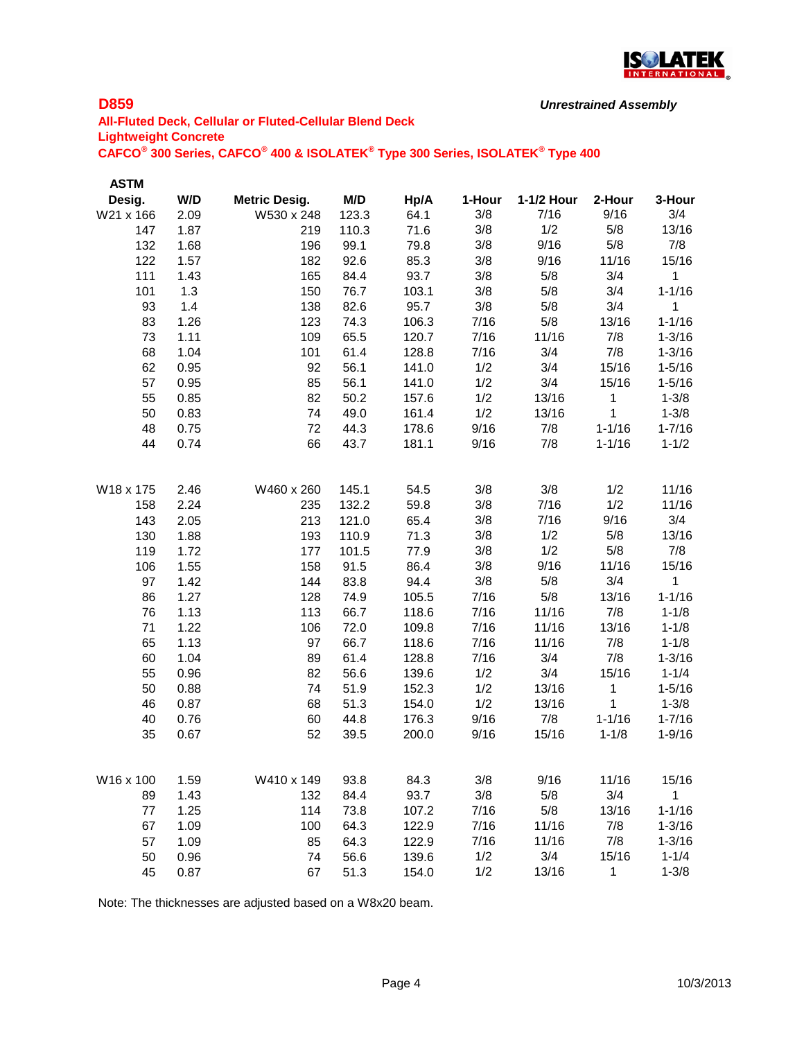## D859

*Unrestrained Assembly*

**All-Fluted Deck, Cellular or Fluted-Cellular Blend Deck**
**Lightweight Concrete**
**CAFCO® 300 Series, CAFCO® 400 & ISOLATEK® Type 300 Series, ISOLATEK® Type 400**

| ASTM Desig. | W/D | Metric Desig. | M/D | Hp/A | 1-Hour | 1-1/2 Hour | 2-Hour | 3-Hour |
|---|---|---|---|---|---|---|---|---|
| W21 x 166 | 2.09 | W530 x 248 | 123.3 | 64.1 | 3/8 | 7/16 | 9/16 | 3/4 |
| 147 | 1.87 | 219 | 110.3 | 71.6 | 3/8 | 1/2 | 5/8 | 13/16 |
| 132 | 1.68 | 196 | 99.1 | 79.8 | 3/8 | 9/16 | 5/8 | 7/8 |
| 122 | 1.57 | 182 | 92.6 | 85.3 | 3/8 | 9/16 | 11/16 | 15/16 |
| 111 | 1.43 | 165 | 84.4 | 93.7 | 3/8 | 5/8 | 3/4 | 1 |
| 101 | 1.3 | 150 | 76.7 | 103.1 | 3/8 | 5/8 | 3/4 | 1-1/16 |
| 93 | 1.4 | 138 | 82.6 | 95.7 | 3/8 | 5/8 | 3/4 | 1 |
| 83 | 1.26 | 123 | 74.3 | 106.3 | 7/16 | 5/8 | 13/16 | 1-1/16 |
| 73 | 1.11 | 109 | 65.5 | 120.7 | 7/16 | 11/16 | 7/8 | 1-3/16 |
| 68 | 1.04 | 101 | 61.4 | 128.8 | 7/16 | 3/4 | 7/8 | 1-3/16 |
| 62 | 0.95 | 92 | 56.1 | 141.0 | 1/2 | 3/4 | 15/16 | 1-5/16 |
| 57 | 0.95 | 85 | 56.1 | 141.0 | 1/2 | 3/4 | 15/16 | 1-5/16 |
| 55 | 0.85 | 82 | 50.2 | 157.6 | 1/2 | 13/16 | 1 | 1-3/8 |
| 50 | 0.83 | 74 | 49.0 | 161.4 | 1/2 | 13/16 | 1 | 1-3/8 |
| 48 | 0.75 | 72 | 44.3 | 178.6 | 9/16 | 7/8 | 1-1/16 | 1-7/16 |
| 44 | 0.74 | 66 | 43.7 | 181.1 | 9/16 | 7/8 | 1-1/16 | 1-1/2 |
| | | | | | | | | |
| W18 x 175 | 2.46 | W460 x 260 | 145.1 | 54.5 | 3/8 | 3/8 | 1/2 | 11/16 |
| 158 | 2.24 | 235 | 132.2 | 59.8 | 3/8 | 7/16 | 1/2 | 11/16 |
| 143 | 2.05 | 213 | 121.0 | 65.4 | 3/8 | 7/16 | 9/16 | 3/4 |
| 130 | 1.88 | 193 | 110.9 | 71.3 | 3/8 | 1/2 | 5/8 | 13/16 |
| 119 | 1.72 | 177 | 101.5 | 77.9 | 3/8 | 1/2 | 5/8 | 7/8 |
| 106 | 1.55 | 158 | 91.5 | 86.4 | 3/8 | 9/16 | 11/16 | 15/16 |
| 97 | 1.42 | 144 | 83.8 | 94.4 | 3/8 | 5/8 | 3/4 | 1 |
| 86 | 1.27 | 128 | 74.9 | 105.5 | 7/16 | 5/8 | 13/16 | 1-1/16 |
| 76 | 1.13 | 113 | 66.7 | 118.6 | 7/16 | 11/16 | 7/8 | 1-1/8 |
| 71 | 1.22 | 106 | 72.0 | 109.8 | 7/16 | 11/16 | 13/16 | 1-1/8 |
| 65 | 1.13 | 97 | 66.7 | 118.6 | 7/16 | 11/16 | 7/8 | 1-1/8 |
| 60 | 1.04 | 89 | 61.4 | 128.8 | 7/16 | 3/4 | 7/8 | 1-3/16 |
| 55 | 0.96 | 82 | 56.6 | 139.6 | 1/2 | 3/4 | 15/16 | 1-1/4 |
| 50 | 0.88 | 74 | 51.9 | 152.3 | 1/2 | 13/16 | 1 | 1-5/16 |
| 46 | 0.87 | 68 | 51.3 | 154.0 | 1/2 | 13/16 | 1 | 1-3/8 |
| 40 | 0.76 | 60 | 44.8 | 176.3 | 9/16 | 7/8 | 1-1/16 | 1-7/16 |
| 35 | 0.67 | 52 | 39.5 | 200.0 | 9/16 | 15/16 | 1-1/8 | 1-9/16 |
| | | | | | | | | |
| W16 x 100 | 1.59 | W410 x 149 | 93.8 | 84.3 | 3/8 | 9/16 | 11/16 | 15/16 |
| 89 | 1.43 | 132 | 84.4 | 93.7 | 3/8 | 5/8 | 3/4 | 1 |
| 77 | 1.25 | 114 | 73.8 | 107.2 | 7/16 | 5/8 | 13/16 | 1-1/16 |
| 67 | 1.09 | 100 | 64.3 | 122.9 | 7/16 | 11/16 | 7/8 | 1-3/16 |
| 57 | 1.09 | 85 | 64.3 | 122.9 | 7/16 | 11/16 | 7/8 | 1-3/16 |
| 50 | 0.96 | 74 | 56.6 | 139.6 | 1/2 | 3/4 | 15/16 | 1-1/4 |
| 45 | 0.87 | 67 | 51.3 | 154.0 | 1/2 | 13/16 | 1 | 1-3/8 |

Note: The thicknesses are adjusted based on a W8x20 beam.

10/3/2013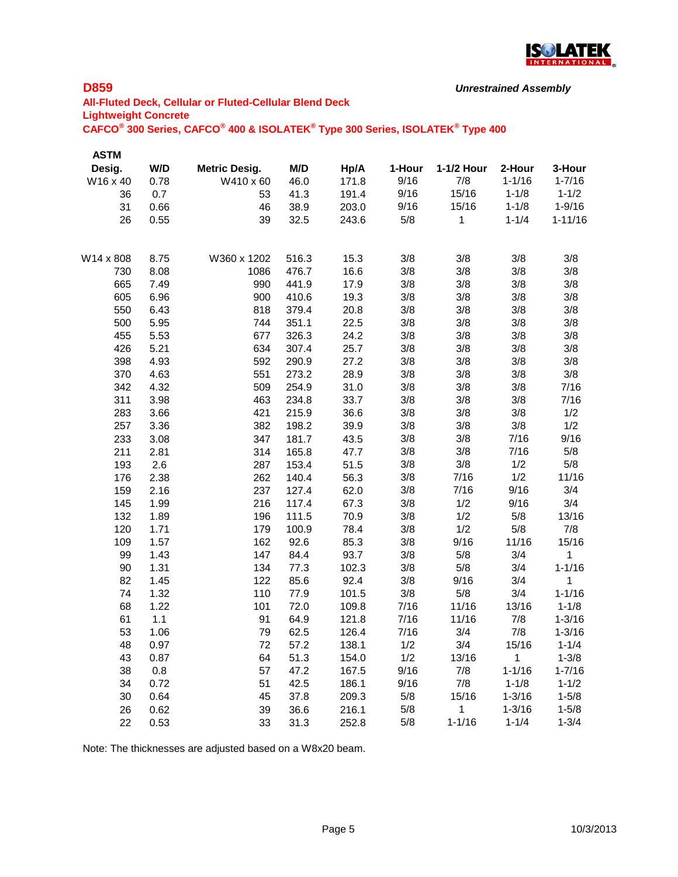## D859

*Unrestrained Assembly*

**All-Fluted Deck, Cellular or Fluted-Cellular Blend Deck**
**Lightweight Concrete**
**CAFCO® 300 Series, CAFCO® 400 & ISOLATEK® Type 300 Series, ISOLATEK® Type 400**

| ASTM Desig. | W/D | Metric Desig. | M/D | Hp/A | 1-Hour | 1-1/2 Hour | 2-Hour | 3-Hour |
|---|---|---|---|---|---|---|---|---|
| W16 x 40 | 0.78 | W410 x 60 | 46.0 | 171.8 | 9/16 | 7/8 | 1-1/16 | 1-7/16 |
| 36 | 0.7 | 53 | 41.3 | 191.4 | 9/16 | 15/16 | 1-1/8 | 1-1/2 |
| 31 | 0.66 | 46 | 38.9 | 203.0 | 9/16 | 15/16 | 1-1/8 | 1-9/16 |
| 26 | 0.55 | 39 | 32.5 | 243.6 | 5/8 | 1 | 1-1/4 | 1-11/16 |
| | | | | | | | | |
| W14 x 808 | 8.75 | W360 x 1202 | 516.3 | 15.3 | 3/8 | 3/8 | 3/8 | 3/8 |
| 730 | 8.08 | 1086 | 476.7 | 16.6 | 3/8 | 3/8 | 3/8 | 3/8 |
| 665 | 7.49 | 990 | 441.9 | 17.9 | 3/8 | 3/8 | 3/8 | 3/8 |
| 605 | 6.96 | 900 | 410.6 | 19.3 | 3/8 | 3/8 | 3/8 | 3/8 |
| 550 | 6.43 | 818 | 379.4 | 20.8 | 3/8 | 3/8 | 3/8 | 3/8 |
| 500 | 5.95 | 744 | 351.1 | 22.5 | 3/8 | 3/8 | 3/8 | 3/8 |
| 455 | 5.53 | 677 | 326.3 | 24.2 | 3/8 | 3/8 | 3/8 | 3/8 |
| 426 | 5.21 | 634 | 307.4 | 25.7 | 3/8 | 3/8 | 3/8 | 3/8 |
| 398 | 4.93 | 592 | 290.9 | 27.2 | 3/8 | 3/8 | 3/8 | 3/8 |
| 370 | 4.63 | 551 | 273.2 | 28.9 | 3/8 | 3/8 | 3/8 | 3/8 |
| 342 | 4.32 | 509 | 254.9 | 31.0 | 3/8 | 3/8 | 3/8 | 7/16 |
| 311 | 3.98 | 463 | 234.8 | 33.7 | 3/8 | 3/8 | 3/8 | 7/16 |
| 283 | 3.66 | 421 | 215.9 | 36.6 | 3/8 | 3/8 | 3/8 | 1/2 |
| 257 | 3.36 | 382 | 198.2 | 39.9 | 3/8 | 3/8 | 3/8 | 1/2 |
| 233 | 3.08 | 347 | 181.7 | 43.5 | 3/8 | 3/8 | 7/16 | 9/16 |
| 211 | 2.81 | 314 | 165.8 | 47.7 | 3/8 | 3/8 | 7/16 | 5/8 |
| 193 | 2.6 | 287 | 153.4 | 51.5 | 3/8 | 3/8 | 1/2 | 5/8 |
| 176 | 2.38 | 262 | 140.4 | 56.3 | 3/8 | 7/16 | 1/2 | 11/16 |
| 159 | 2.16 | 237 | 127.4 | 62.0 | 3/8 | 7/16 | 9/16 | 3/4 |
| 145 | 1.99 | 216 | 117.4 | 67.3 | 3/8 | 1/2 | 9/16 | 3/4 |
| 132 | 1.89 | 196 | 111.5 | 70.9 | 3/8 | 1/2 | 5/8 | 13/16 |
| 120 | 1.71 | 179 | 100.9 | 78.4 | 3/8 | 1/2 | 5/8 | 7/8 |
| 109 | 1.57 | 162 | 92.6 | 85.3 | 3/8 | 9/16 | 11/16 | 15/16 |
| 99 | 1.43 | 147 | 84.4 | 93.7 | 3/8 | 5/8 | 3/4 | 1 |
| 90 | 1.31 | 134 | 77.3 | 102.3 | 3/8 | 5/8 | 3/4 | 1-1/16 |
| 82 | 1.45 | 122 | 85.6 | 92.4 | 3/8 | 9/16 | 3/4 | 1 |
| 74 | 1.32 | 110 | 77.9 | 101.5 | 3/8 | 5/8 | 3/4 | 1-1/16 |
| 68 | 1.22 | 101 | 72.0 | 109.8 | 7/16 | 11/16 | 13/16 | 1-1/8 |
| 61 | 1.1 | 91 | 64.9 | 121.8 | 7/16 | 11/16 | 7/8 | 1-3/16 |
| 53 | 1.06 | 79 | 62.5 | 126.4 | 7/16 | 3/4 | 7/8 | 1-3/16 |
| 48 | 0.97 | 72 | 57.2 | 138.1 | 1/2 | 3/4 | 15/16 | 1-1/4 |
| 43 | 0.87 | 64 | 51.3 | 154.0 | 1/2 | 13/16 | 1 | 1-3/8 |
| 38 | 0.8 | 57 | 47.2 | 167.5 | 9/16 | 7/8 | 1-1/16 | 1-7/16 |
| 34 | 0.72 | 51 | 42.5 | 186.1 | 9/16 | 7/8 | 1-1/8 | 1-1/2 |
| 30 | 0.64 | 45 | 37.8 | 209.3 | 5/8 | 15/16 | 1-3/16 | 1-5/8 |
| 26 | 0.62 | 39 | 36.6 | 216.1 | 5/8 | 1 | 1-3/16 | 1-5/8 |
| 22 | 0.53 | 33 | 31.3 | 252.8 | 5/8 | 1-1/16 | 1-1/4 | 1-3/4 |

Note: The thicknesses are adjusted based on a W8x20 beam.

10/3/2013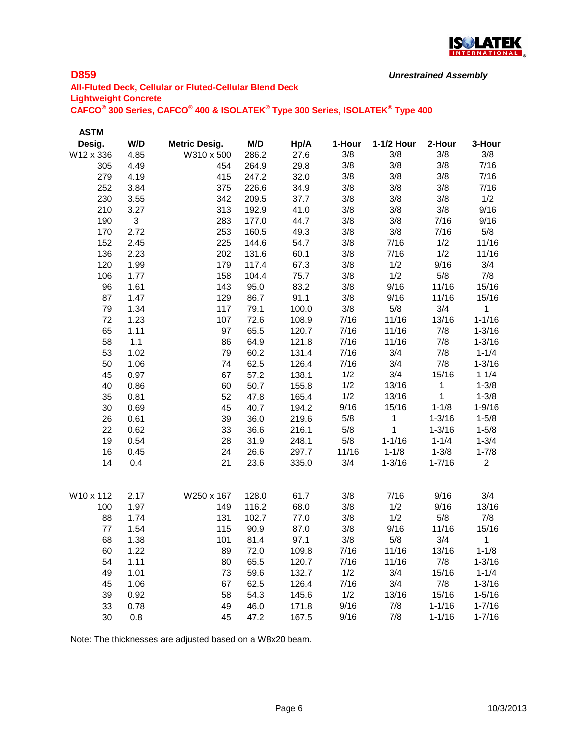**D859** *Unrestrained Assembly*

**All-Fluted Deck, Cellular or Fluted-Cellular Blend Deck**
**Lightweight Concrete**
**CAFCO® 300 Series, CAFCO® 400 & ISOLATEK® Type 300 Series, ISOLATEK® Type 400**

| ASTM Desig. | W/D | Metric Desig. | M/D | Hp/A | 1-Hour | 1-1/2 Hour | 2-Hour | 3-Hour |
|---|---|---|---|---|---|---|---|---|
| W12 x 336 | 4.85 | W310 x 500 | 286.2 | 27.6 | 3/8 | 3/8 | 3/8 | 3/8 |
| 305 | 4.49 | 454 | 264.9 | 29.8 | 3/8 | 3/8 | 3/8 | 7/16 |
| 279 | 4.19 | 415 | 247.2 | 32.0 | 3/8 | 3/8 | 3/8 | 7/16 |
| 252 | 3.84 | 375 | 226.6 | 34.9 | 3/8 | 3/8 | 3/8 | 7/16 |
| 230 | 3.55 | 342 | 209.5 | 37.7 | 3/8 | 3/8 | 3/8 | 1/2 |
| 210 | 3.27 | 313 | 192.9 | 41.0 | 3/8 | 3/8 | 3/8 | 9/16 |
| 190 | 3 | 283 | 177.0 | 44.7 | 3/8 | 3/8 | 7/16 | 9/16 |
| 170 | 2.72 | 253 | 160.5 | 49.3 | 3/8 | 3/8 | 7/16 | 5/8 |
| 152 | 2.45 | 225 | 144.6 | 54.7 | 3/8 | 7/16 | 1/2 | 11/16 |
| 136 | 2.23 | 202 | 131.6 | 60.1 | 3/8 | 7/16 | 1/2 | 11/16 |
| 120 | 1.99 | 179 | 117.4 | 67.3 | 3/8 | 1/2 | 9/16 | 3/4 |
| 106 | 1.77 | 158 | 104.4 | 75.7 | 3/8 | 1/2 | 5/8 | 7/8 |
| 96 | 1.61 | 143 | 95.0 | 83.2 | 3/8 | 9/16 | 11/16 | 15/16 |
| 87 | 1.47 | 129 | 86.7 | 91.1 | 3/8 | 9/16 | 11/16 | 15/16 |
| 79 | 1.34 | 117 | 79.1 | 100.0 | 3/8 | 5/8 | 3/4 | 1 |
| 72 | 1.23 | 107 | 72.6 | 108.9 | 7/16 | 11/16 | 13/16 | 1-1/16 |
| 65 | 1.11 | 97 | 65.5 | 120.7 | 7/16 | 11/16 | 7/8 | 1-3/16 |
| 58 | 1.1 | 86 | 64.9 | 121.8 | 7/16 | 11/16 | 7/8 | 1-3/16 |
| 53 | 1.02 | 79 | 60.2 | 131.4 | 7/16 | 3/4 | 7/8 | 1-1/4 |
| 50 | 1.06 | 74 | 62.5 | 126.4 | 7/16 | 3/4 | 7/8 | 1-3/16 |
| 45 | 0.97 | 67 | 57.2 | 138.1 | 1/2 | 3/4 | 15/16 | 1-1/4 |
| 40 | 0.86 | 60 | 50.7 | 155.8 | 1/2 | 13/16 | 1 | 1-3/8 |
| 35 | 0.81 | 52 | 47.8 | 165.4 | 1/2 | 13/16 | 1 | 1-3/8 |
| 30 | 0.69 | 45 | 40.7 | 194.2 | 9/16 | 15/16 | 1-1/8 | 1-9/16 |
| 26 | 0.61 | 39 | 36.0 | 219.6 | 5/8 | 1 | 1-3/16 | 1-5/8 |
| 22 | 0.62 | 33 | 36.6 | 216.1 | 5/8 | 1 | 1-3/16 | 1-5/8 |
| 19 | 0.54 | 28 | 31.9 | 248.1 | 5/8 | 1-1/16 | 1-1/4 | 1-3/4 |
| 16 | 0.45 | 24 | 26.6 | 297.7 | 11/16 | 1-1/8 | 1-3/8 | 1-7/8 |
| 14 | 0.4 | 21 | 23.6 | 335.0 | 3/4 | 1-3/16 | 1-7/16 | 2 |
| | | | | | | | | |
| W10 x 112 | 2.17 | W250 x 167 | 128.0 | 61.7 | 3/8 | 7/16 | 9/16 | 3/4 |
| 100 | 1.97 | 149 | 116.2 | 68.0 | 3/8 | 1/2 | 9/16 | 13/16 |
| 88 | 1.74 | 131 | 102.7 | 77.0 | 3/8 | 1/2 | 5/8 | 7/8 |
| 77 | 1.54 | 115 | 90.9 | 87.0 | 3/8 | 9/16 | 11/16 | 15/16 |
| 68 | 1.38 | 101 | 81.4 | 97.1 | 3/8 | 5/8 | 3/4 | 1 |
| 60 | 1.22 | 89 | 72.0 | 109.8 | 7/16 | 11/16 | 13/16 | 1-1/8 |
| 54 | 1.11 | 80 | 65.5 | 120.7 | 7/16 | 11/16 | 7/8 | 1-3/16 |
| 49 | 1.01 | 73 | 59.6 | 132.7 | 1/2 | 3/4 | 15/16 | 1-1/4 |
| 45 | 1.06 | 67 | 62.5 | 126.4 | 7/16 | 3/4 | 7/8 | 1-3/16 |
| 39 | 0.92 | 58 | 54.3 | 145.6 | 1/2 | 13/16 | 15/16 | 1-5/16 |
| 33 | 0.78 | 49 | 46.0 | 171.8 | 9/16 | 7/8 | 1-1/16 | 1-7/16 |
| 30 | 0.8 | 45 | 47.2 | 167.5 | 9/16 | 7/8 | 1-1/16 | 1-7/16 |

Note: The thicknesses are adjusted based on a W8x20 beam.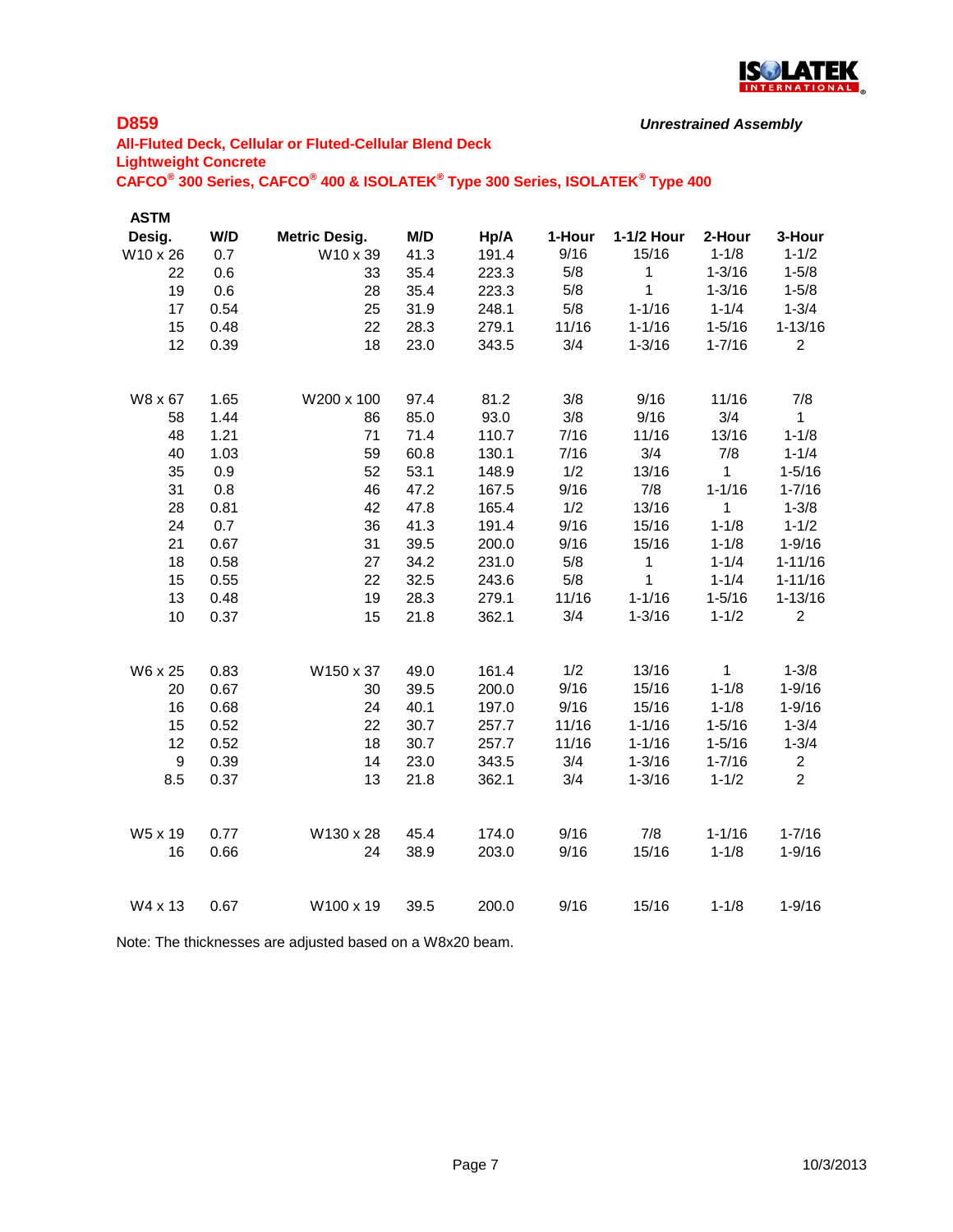## D859

***Unrestrained Assembly***

**All-Fluted Deck, Cellular or Fluted-Cellular Blend Deck**
**Lightweight Concrete**
**CAFCO® 300 Series, CAFCO® 400 & ISOLATEK® Type 300 Series, ISOLATEK® Type 400**

| ASTM Desig. | W/D | Metric Desig. | M/D | Hp/A | 1-Hour | 1-1/2 Hour | 2-Hour | 3-Hour |
|---|---|---|---|---|---|---|---|---|
| W10 x 26 | 0.7 | W10 x 39 | 41.3 | 191.4 | 9/16 | 15/16 | 1-1/8 | 1-1/2 |
| 22 | 0.6 | 33 | 35.4 | 223.3 | 5/8 | 1 | 1-3/16 | 1-5/8 |
| 19 | 0.6 | 28 | 35.4 | 223.3 | 5/8 | 1 | 1-3/16 | 1-5/8 |
| 17 | 0.54 | 25 | 31.9 | 248.1 | 5/8 | 1-1/16 | 1-1/4 | 1-3/4 |
| 15 | 0.48 | 22 | 28.3 | 279.1 | 11/16 | 1-1/16 | 1-5/16 | 1-13/16 |
| 12 | 0.39 | 18 | 23.0 | 343.5 | 3/4 | 1-3/16 | 1-7/16 | 2 |
| | | | | | | | | |
| W8 x 67 | 1.65 | W200 x 100 | 97.4 | 81.2 | 3/8 | 9/16 | 11/16 | 7/8 |
| 58 | 1.44 | 86 | 85.0 | 93.0 | 3/8 | 9/16 | 3/4 | 1 |
| 48 | 1.21 | 71 | 71.4 | 110.7 | 7/16 | 11/16 | 13/16 | 1-1/8 |
| 40 | 1.03 | 59 | 60.8 | 130.1 | 7/16 | 3/4 | 7/8 | 1-1/4 |
| 35 | 0.9 | 52 | 53.1 | 148.9 | 1/2 | 13/16 | 1 | 1-5/16 |
| 31 | 0.8 | 46 | 47.2 | 167.5 | 9/16 | 7/8 | 1-1/16 | 1-7/16 |
| 28 | 0.81 | 42 | 47.8 | 165.4 | 1/2 | 13/16 | 1 | 1-3/8 |
| 24 | 0.7 | 36 | 41.3 | 191.4 | 9/16 | 15/16 | 1-1/8 | 1-1/2 |
| 21 | 0.67 | 31 | 39.5 | 200.0 | 9/16 | 15/16 | 1-1/8 | 1-9/16 |
| 18 | 0.58 | 27 | 34.2 | 231.0 | 5/8 | 1 | 1-1/4 | 1-11/16 |
| 15 | 0.55 | 22 | 32.5 | 243.6 | 5/8 | 1 | 1-1/4 | 1-11/16 |
| 13 | 0.48 | 19 | 28.3 | 279.1 | 11/16 | 1-1/16 | 1-5/16 | 1-13/16 |
| 10 | 0.37 | 15 | 21.8 | 362.1 | 3/4 | 1-3/16 | 1-1/2 | 2 |
| | | | | | | | | |
| W6 x 25 | 0.83 | W150 x 37 | 49.0 | 161.4 | 1/2 | 13/16 | 1 | 1-3/8 |
| 20 | 0.67 | 30 | 39.5 | 200.0 | 9/16 | 15/16 | 1-1/8 | 1-9/16 |
| 16 | 0.68 | 24 | 40.1 | 197.0 | 9/16 | 15/16 | 1-1/8 | 1-9/16 |
| 15 | 0.52 | 22 | 30.7 | 257.7 | 11/16 | 1-1/16 | 1-5/16 | 1-3/4 |
| 12 | 0.52 | 18 | 30.7 | 257.7 | 11/16 | 1-1/16 | 1-5/16 | 1-3/4 |
| 9 | 0.39 | 14 | 23.0 | 343.5 | 3/4 | 1-3/16 | 1-7/16 | 2 |
| 8.5 | 0.37 | 13 | 21.8 | 362.1 | 3/4 | 1-3/16 | 1-1/2 | 2 |
| | | | | | | | | |
| W5 x 19 | 0.77 | W130 x 28 | 45.4 | 174.0 | 9/16 | 7/8 | 1-1/16 | 1-7/16 |
| 16 | 0.66 | 24 | 38.9 | 203.0 | 9/16 | 15/16 | 1-1/8 | 1-9/16 |
| | | | | | | | | |
| W4 x 13 | 0.67 | W100 x 19 | 39.5 | 200.0 | 9/16 | 15/16 | 1-1/8 | 1-9/16 |

Note: The thicknesses are adjusted based on a W8x20 beam.